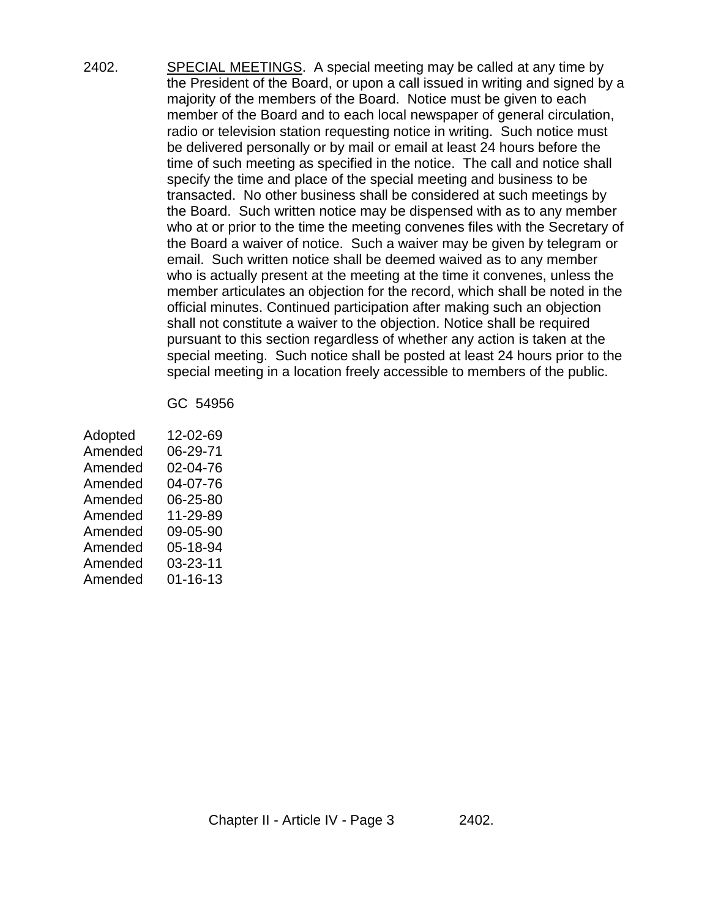2402. <u>SPECIAL MEETINGS</u>. A special meeting may be called at any time by the President of the Board, or upon a call issued in writing and signed by a majority of the members of the Board. Notice must be given to each member of the Board and to each local newspaper of general circulation, radio or television station requesting notice in writing. Such notice must be delivered personally or by mail or email at least 24 hours before the time of such meeting as specified in the notice. The call and notice shall specify the time and place of the special meeting and business to be transacted. No other business shall be considered at such meetings by the Board. Such written notice may be dispensed with as to any member who at or prior to the time the meeting convenes files with the Secretary of the Board a waiver of notice. Such a waiver may be given by telegram or email. Such written notice shall be deemed waived as to any member who is actually present at the meeting at the time it convenes, unless the member articulates an objection for the record, which shall be noted in the official minutes. Continued participation after making such an objection shall not constitute a waiver to the objection. Notice shall be required pursuant to this section regardless of whether any action is taken at the special meeting. Such notice shall be posted at least 24 hours prior to the special meeting in a location freely accessible to members of the public.

GC 54956

| | |
|---|---|
| Adopted | 12-02-69 |
| Amended | 06-29-71 |
| Amended | 02-04-76 |
| Amended | 04-07-76 |
| Amended | 06-25-80 |
| Amended | 11-29-89 |
| Amended | 09-05-90 |
| Amended | 05-18-94 |
| Amended | 03-23-11 |
| Amended | 01-16-13 |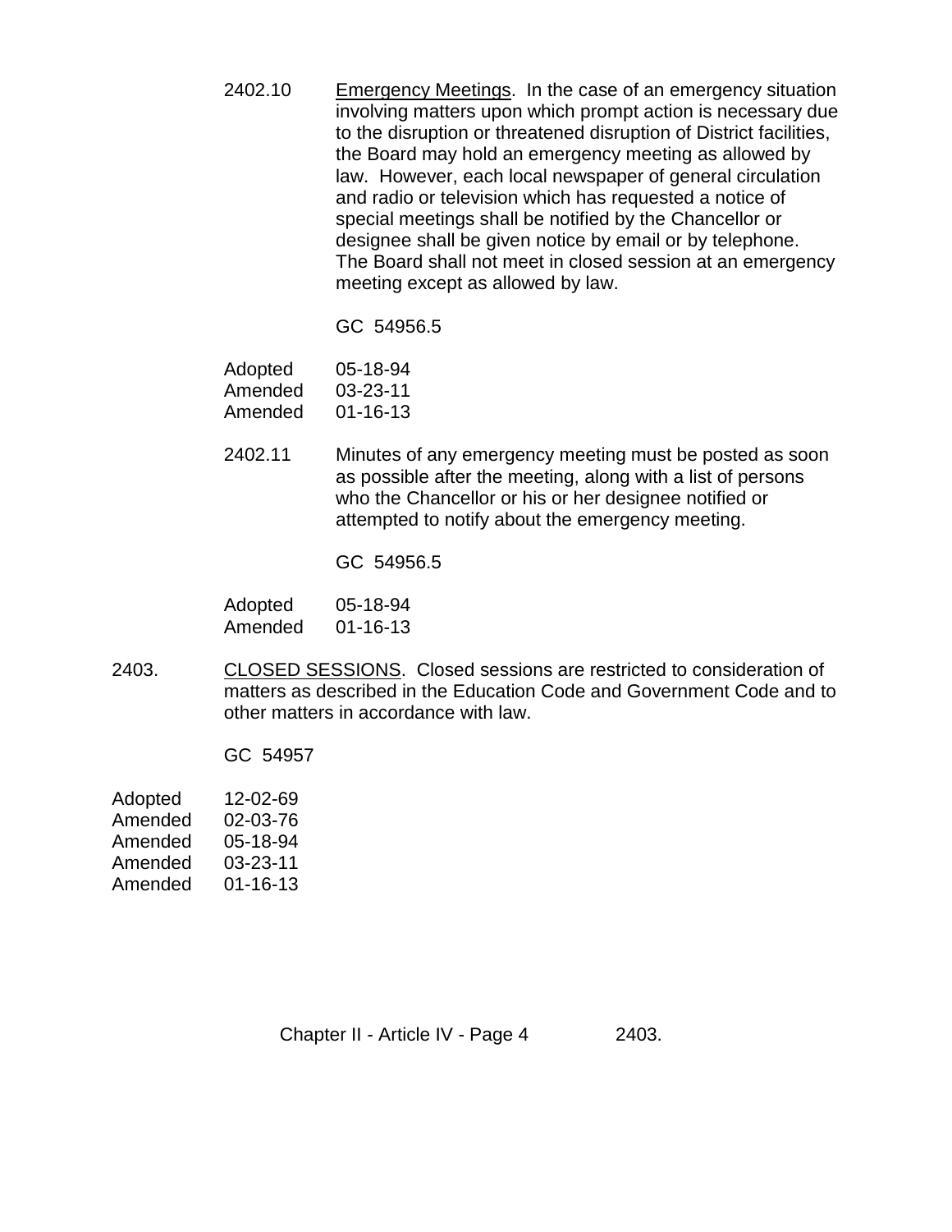2402.10 Emergency Meetings. In the case of an emergency situation involving matters upon which prompt action is necessary due to the disruption or threatened disruption of District facilities, the Board may hold an emergency meeting as allowed by law. However, each local newspaper of general circulation and radio or television which has requested a notice of special meetings shall be notified by the Chancellor or designee shall be given notice by email or by telephone. The Board shall not meet in closed session at an emergency meeting except as allowed by law.

GC 54956.5

Adopted 05-18-94
Amended 03-23-11
Amended 01-16-13

2402.11 Minutes of any emergency meeting must be posted as soon as possible after the meeting, along with a list of persons who the Chancellor or his or her designee notified or attempted to notify about the emergency meeting.

GC 54956.5

Adopted 05-18-94
Amended 01-16-13

2403. CLOSED SESSIONS. Closed sessions are restricted to consideration of matters as described in the Education Code and Government Code and to other matters in accordance with law.

GC 54957

Adopted 12-02-69
Amended 02-03-76
Amended 05-18-94
Amended 03-23-11
Amended 01-16-13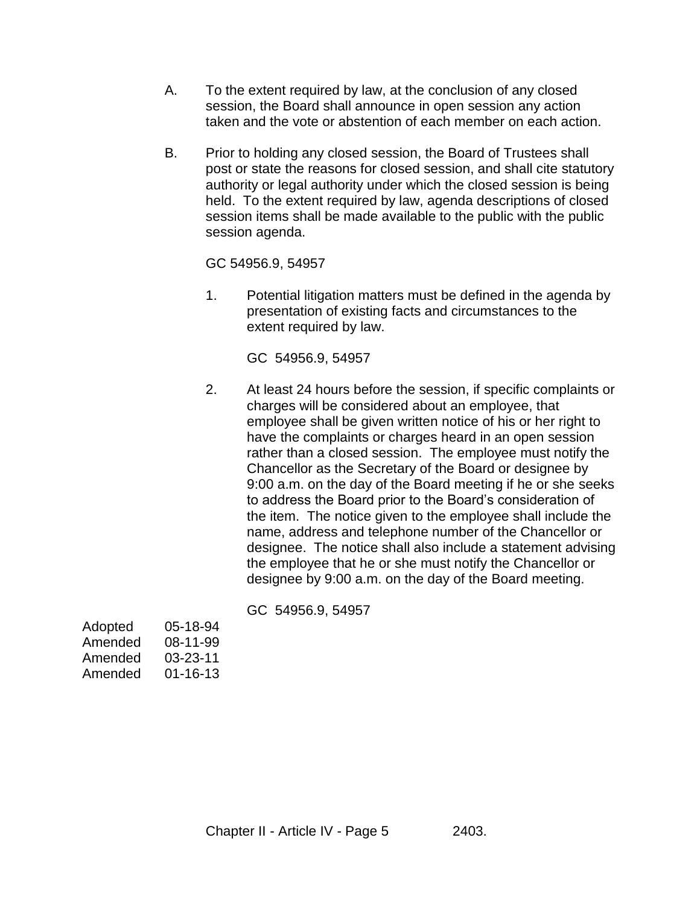A. To the extent required by law, at the conclusion of any closed session, the Board shall announce in open session any action taken and the vote or abstention of each member on each action.

B. Prior to holding any closed session, the Board of Trustees shall post or state the reasons for closed session, and shall cite statutory authority or legal authority under which the closed session is being held. To the extent required by law, agenda descriptions of closed session items shall be made available to the public with the public session agenda.

   GC 54956.9, 54957

   1. Potential litigation matters must be defined in the agenda by presentation of existing facts and circumstances to the extent required by law.

      GC 54956.9, 54957

   2. At least 24 hours before the session, if specific complaints or charges will be considered about an employee, that employee shall be given written notice of his or her right to have the complaints or charges heard in an open session rather than a closed session. The employee must notify the Chancellor as the Secretary of the Board or designee by 9:00 a.m. on the day of the Board meeting if he or she seeks to address the Board prior to the Board's consideration of the item. The notice given to the employee shall include the name, address and telephone number of the Chancellor or designee. The notice shall also include a statement advising the employee that he or she must notify the Chancellor or designee by 9:00 a.m. on the day of the Board meeting.

      GC 54956.9, 54957

Adopted 05-18-94
Amended 08-11-99
Amended 03-23-11
Amended 01-16-13

2403.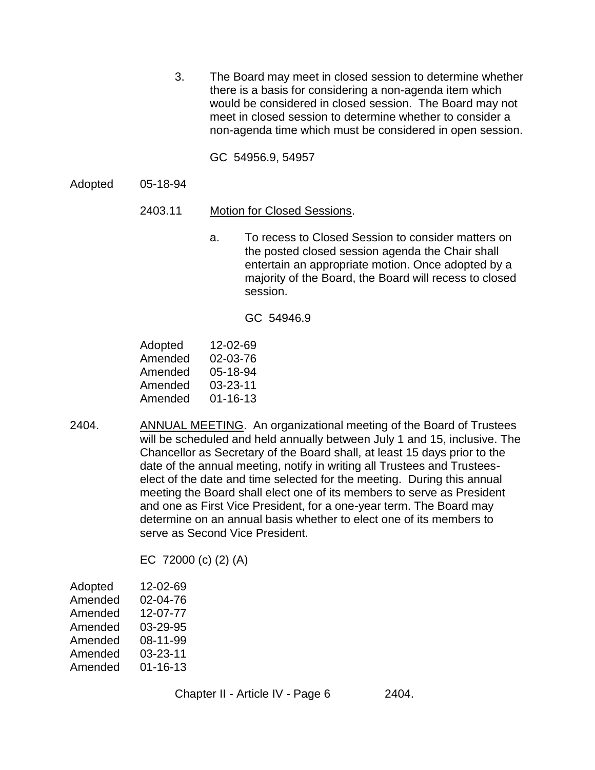3. The Board may meet in closed session to determine whether there is a basis for considering a non-agenda item which would be considered in closed session. The Board may not meet in closed session to determine whether to consider a non-agenda time which must be considered in open session.

   GC 54956.9, 54957

Adopted 05-18-94

2403.11 Motion for Closed Sessions.

a. To recess to Closed Session to consider matters on the posted closed session agenda the Chair shall entertain an appropriate motion. Once adopted by a majority of the Board, the Board will recess to closed session.

   GC 54946.9

Adopted 12-02-69
Amended 02-03-76
Amended 05-18-94
Amended 03-23-11
Amended 01-16-13

2404. ANNUAL MEETING. An organizational meeting of the Board of Trustees will be scheduled and held annually between July 1 and 15, inclusive. The Chancellor as Secretary of the Board shall, at least 15 days prior to the date of the annual meeting, notify in writing all Trustees and Trustees-elect of the date and time selected for the meeting. During this annual meeting the Board shall elect one of its members to serve as President and one as First Vice President, for a one-year term. The Board may determine on an annual basis whether to elect one of its members to serve as Second Vice President.

EC 72000 (c) (2) (A)

Adopted 12-02-69
Amended 02-04-76
Amended 12-07-77
Amended 03-29-95
Amended 08-11-99
Amended 03-23-11
Amended 01-16-13